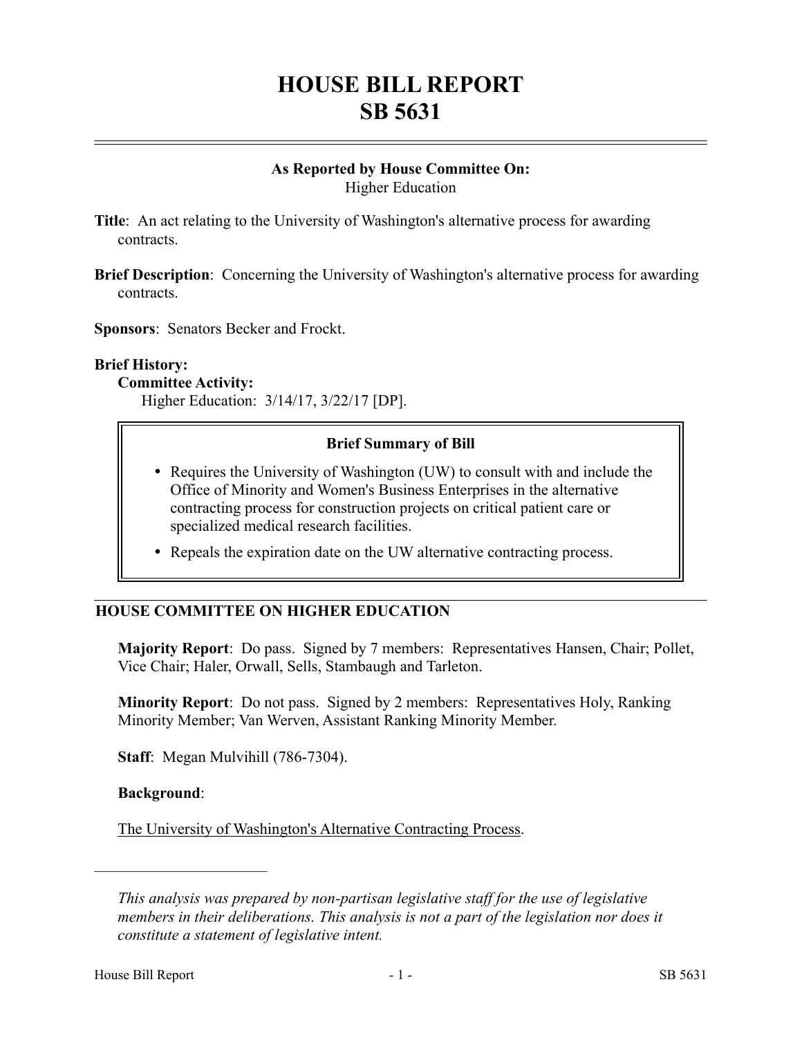# HOUSE BILL REPORT
# SB 5631

**As Reported by House Committee On:**
Higher Education

**Title**: An act relating to the University of Washington's alternative process for awarding contracts.

**Brief Description**: Concerning the University of Washington's alternative process for awarding contracts.

**Sponsors**: Senators Becker and Frockt.

**Brief History:**

**Committee Activity:**

Higher Education: 3/14/17, 3/22/17 [DP].

**Brief Summary of Bill**

- Requires the University of Washington (UW) to consult with and include the Office of Minority and Women's Business Enterprises in the alternative contracting process for construction projects on critical patient care or specialized medical research facilities.
- Repeals the expiration date on the UW alternative contracting process.

## HOUSE COMMITTEE ON HIGHER EDUCATION

**Majority Report**: Do pass. Signed by 7 members: Representatives Hansen, Chair; Pollet, Vice Chair; Haler, Orwall, Sells, Stambaugh and Tarleton.

**Minority Report**: Do not pass. Signed by 2 members: Representatives Holy, Ranking Minority Member; Van Werven, Assistant Ranking Minority Member.

**Staff**: Megan Mulvihill (786-7304).

**Background**:

The University of Washington's Alternative Contracting Process.

---

*This analysis was prepared by non-partisan legislative staff for the use of legislative members in their deliberations. This analysis is not a part of the legislation nor does it constitute a statement of legislative intent.*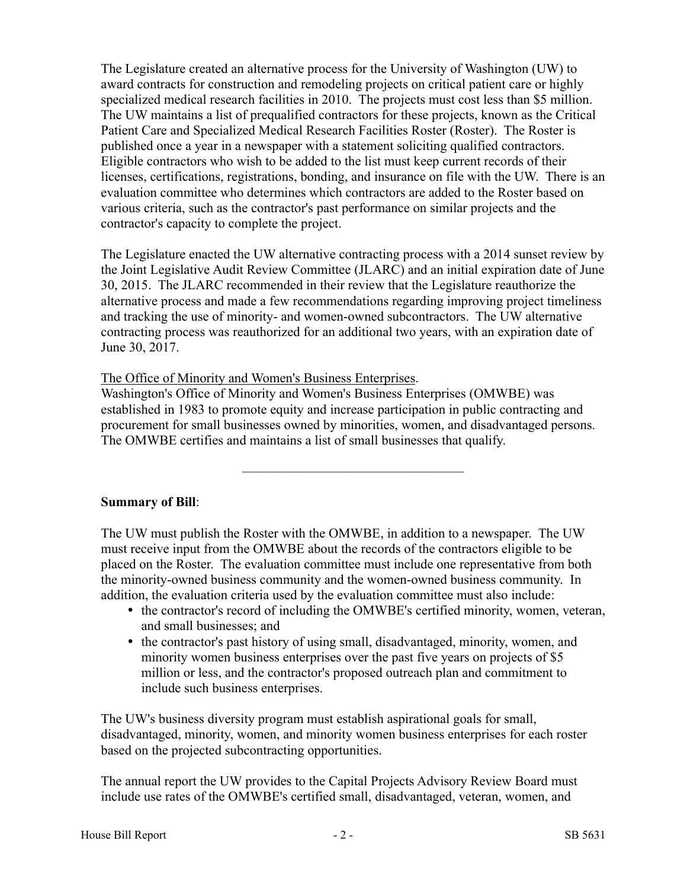The Legislature created an alternative process for the University of Washington (UW) to award contracts for construction and remodeling projects on critical patient care or highly specialized medical research facilities in 2010. The projects must cost less than $5 million. The UW maintains a list of prequalified contractors for these projects, known as the Critical Patient Care and Specialized Medical Research Facilities Roster (Roster). The Roster is published once a year in a newspaper with a statement soliciting qualified contractors. Eligible contractors who wish to be added to the list must keep current records of their licenses, certifications, registrations, bonding, and insurance on file with the UW. There is an evaluation committee who determines which contractors are added to the Roster based on various criteria, such as the contractor's past performance on similar projects and the contractor's capacity to complete the project.

The Legislature enacted the UW alternative contracting process with a 2014 sunset review by the Joint Legislative Audit Review Committee (JLARC) and an initial expiration date of June 30, 2015. The JLARC recommended in their review that the Legislature reauthorize the alternative process and made a few recommendations regarding improving project timeliness and tracking the use of minority- and women-owned subcontractors. The UW alternative contracting process was reauthorized for an additional two years, with an expiration date of June 30, 2017.

The Office of Minority and Women's Business Enterprises.

Washington's Office of Minority and Women's Business Enterprises (OMWBE) was established in 1983 to promote equity and increase participation in public contracting and procurement for small businesses owned by minorities, women, and disadvantaged persons. The OMWBE certifies and maintains a list of small businesses that qualify.

---

**Summary of Bill**:

The UW must publish the Roster with the OMWBE, in addition to a newspaper. The UW must receive input from the OMWBE about the records of the contractors eligible to be placed on the Roster. The evaluation committee must include one representative from both the minority-owned business community and the women-owned business community. In addition, the evaluation criteria used by the evaluation committee must also include:

- the contractor's record of including the OMWBE's certified minority, women, veteran, and small businesses; and
- the contractor's past history of using small, disadvantaged, minority, women, and minority women business enterprises over the past five years on projects of $5 million or less, and the contractor's proposed outreach plan and commitment to include such business enterprises.

The UW's business diversity program must establish aspirational goals for small, disadvantaged, minority, women, and minority women business enterprises for each roster based on the projected subcontracting opportunities.

The annual report the UW provides to the Capital Projects Advisory Review Board must include use rates of the OMWBE's certified small, disadvantaged, veteran, women, and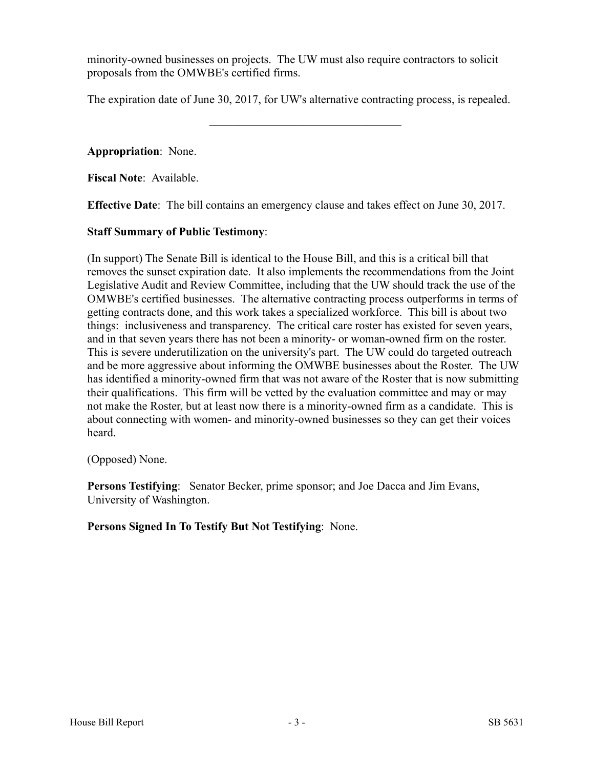minority-owned businesses on projects. The UW must also require contractors to solicit proposals from the OMWBE's certified firms.

The expiration date of June 30, 2017, for UW's alternative contracting process, is repealed.

---

**Appropriation**: None.

**Fiscal Note**: Available.

**Effective Date**: The bill contains an emergency clause and takes effect on June 30, 2017.

**Staff Summary of Public Testimony**:

(In support) The Senate Bill is identical to the House Bill, and this is a critical bill that removes the sunset expiration date. It also implements the recommendations from the Joint Legislative Audit and Review Committee, including that the UW should track the use of the OMWBE's certified businesses. The alternative contracting process outperforms in terms of getting contracts done, and this work takes a specialized workforce. This bill is about two things: inclusiveness and transparency. The critical care roster has existed for seven years, and in that seven years there has not been a minority- or woman-owned firm on the roster. This is severe underutilization on the university's part. The UW could do targeted outreach and be more aggressive about informing the OMWBE businesses about the Roster. The UW has identified a minority-owned firm that was not aware of the Roster that is now submitting their qualifications. This firm will be vetted by the evaluation committee and may or may not make the Roster, but at least now there is a minority-owned firm as a candidate. This is about connecting with women- and minority-owned businesses so they can get their voices heard.

(Opposed) None.

**Persons Testifying**: Senator Becker, prime sponsor; and Joe Dacca and Jim Evans, University of Washington.

**Persons Signed In To Testify But Not Testifying**: None.